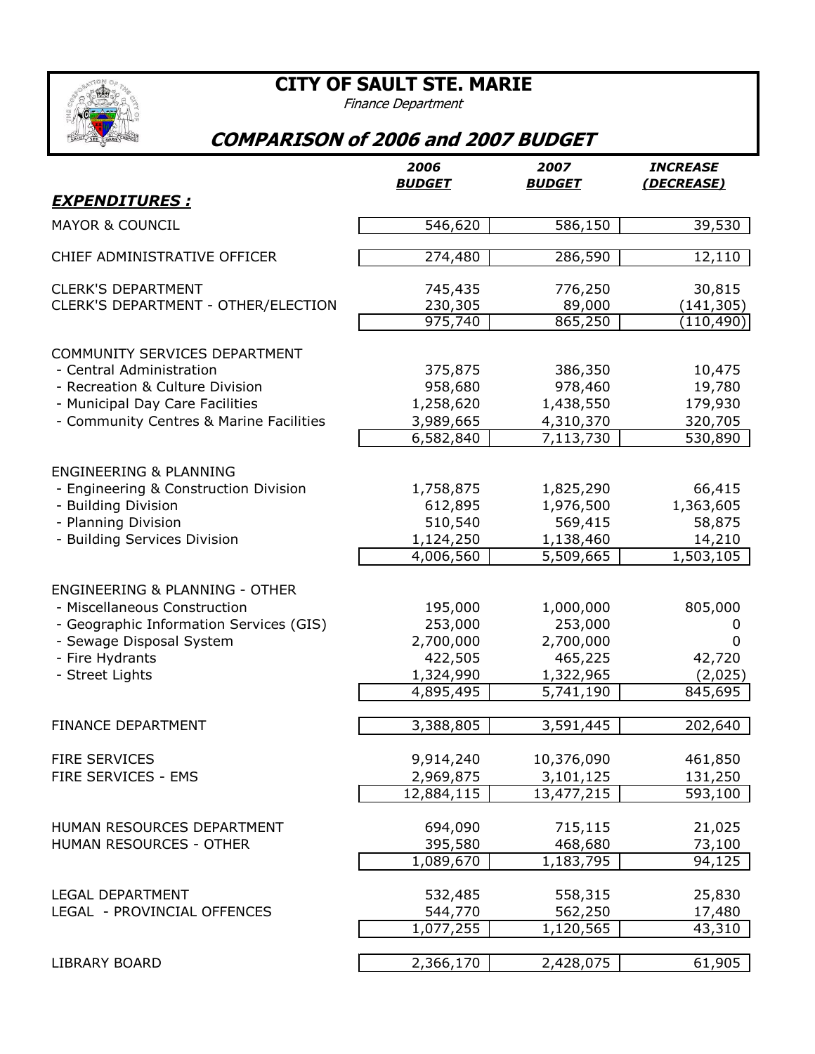# CITY OF SAULT STE. MARIE

*Finance Department*

## *COMPARISON of 2006 and 2007 BUDGET*

| | 2006 BUDGET | 2007 BUDGET | INCREASE (DECREASE) |
|---|---|---|---|
| ***EXPENDITURES :*** | | | |
| MAYOR & COUNCIL | 546,620 | 586,150 | 39,530 |
| CHIEF ADMINISTRATIVE OFFICER | 274,480 | 286,590 | 12,110 |
| CLERK'S DEPARTMENT | 745,435 | 776,250 | 30,815 |
| CLERK'S DEPARTMENT - OTHER/ELECTION | 230,305 | 89,000 | (141,305) |
| | 975,740 | 865,250 | (110,490) |
| COMMUNITY SERVICES DEPARTMENT | | | |
| - Central Administration | 375,875 | 386,350 | 10,475 |
| - Recreation & Culture Division | 958,680 | 978,460 | 19,780 |
| - Municipal Day Care Facilities | 1,258,620 | 1,438,550 | 179,930 |
| - Community Centres & Marine Facilities | 3,989,665 | 4,310,370 | 320,705 |
| | 6,582,840 | 7,113,730 | 530,890 |
| ENGINEERING & PLANNING | | | |
| - Engineering & Construction Division | 1,758,875 | 1,825,290 | 66,415 |
| - Building Division | 612,895 | 1,976,500 | 1,363,605 |
| - Planning Division | 510,540 | 569,415 | 58,875 |
| - Building Services Division | 1,124,250 | 1,138,460 | 14,210 |
| | 4,006,560 | 5,509,665 | 1,503,105 |
| ENGINEERING & PLANNING - OTHER | | | |
| - Miscellaneous Construction | 195,000 | 1,000,000 | 805,000 |
| - Geographic Information Services (GIS) | 253,000 | 253,000 | 0 |
| - Sewage Disposal System | 2,700,000 | 2,700,000 | 0 |
| - Fire Hydrants | 422,505 | 465,225 | 42,720 |
| - Street Lights | 1,324,990 | 1,322,965 | (2,025) |
| | 4,895,495 | 5,741,190 | 845,695 |
| FINANCE DEPARTMENT | 3,388,805 | 3,591,445 | 202,640 |
| FIRE SERVICES | 9,914,240 | 10,376,090 | 461,850 |
| FIRE SERVICES - EMS | 2,969,875 | 3,101,125 | 131,250 |
| | 12,884,115 | 13,477,215 | 593,100 |
| HUMAN RESOURCES DEPARTMENT | 694,090 | 715,115 | 21,025 |
| HUMAN RESOURCES - OTHER | 395,580 | 468,680 | 73,100 |
| | 1,089,670 | 1,183,795 | 94,125 |
| LEGAL DEPARTMENT | 532,485 | 558,315 | 25,830 |
| LEGAL - PROVINCIAL OFFENCES | 544,770 | 562,250 | 17,480 |
| | 1,077,255 | 1,120,565 | 43,310 |
| LIBRARY BOARD | 2,366,170 | 2,428,075 | 61,905 |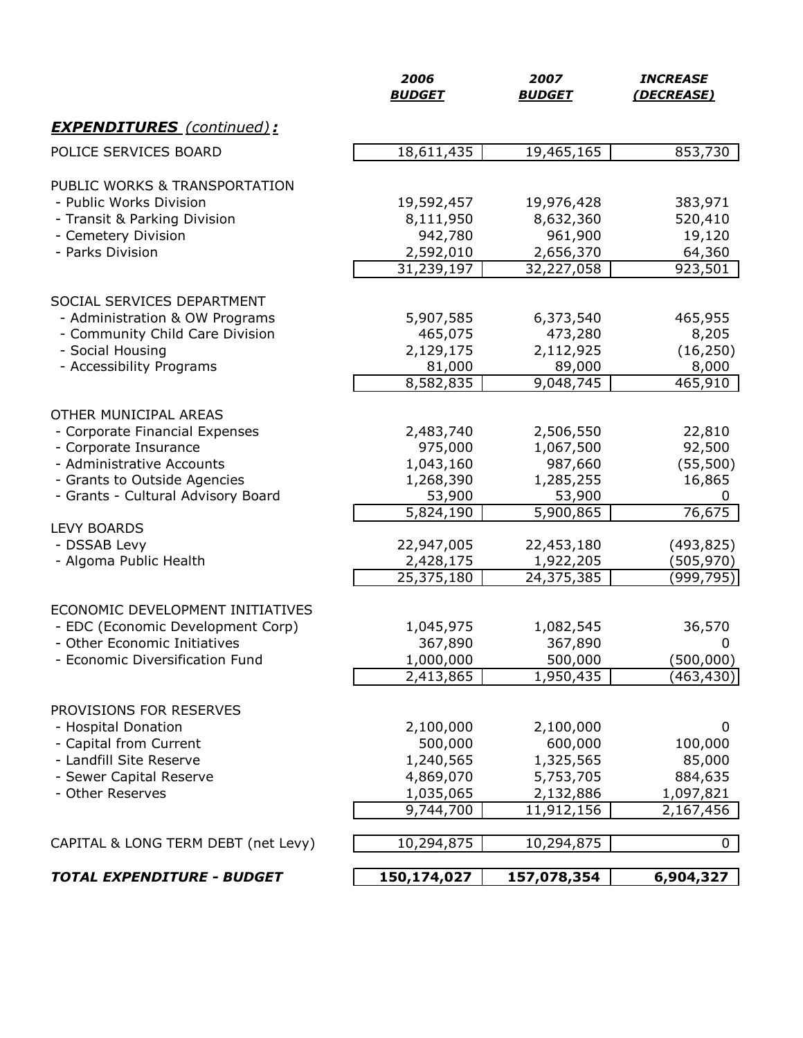| | ***2006 BUDGET*** | ***2007 BUDGET*** | ***INCREASE (DECREASE)*** |
|---|---|---|---|
| ***EXPENDITURES** (continued)**:*** | | | |
| POLICE SERVICES BOARD | 18,611,435 | 19,465,165 | 853,730 |
| | | | |
| PUBLIC WORKS & TRANSPORTATION | | | |
| - Public Works Division | 19,592,457 | 19,976,428 | 383,971 |
| - Transit & Parking Division | 8,111,950 | 8,632,360 | 520,410 |
| - Cemetery Division | 942,780 | 961,900 | 19,120 |
| - Parks Division | 2,592,010 | 2,656,370 | 64,360 |
| | 31,239,197 | 32,227,058 | 923,501 |
| | | | |
| SOCIAL SERVICES DEPARTMENT | | | |
| - Administration & OW Programs | 5,907,585 | 6,373,540 | 465,955 |
| - Community Child Care Division | 465,075 | 473,280 | 8,205 |
| - Social Housing | 2,129,175 | 2,112,925 | (16,250) |
| - Accessibility Programs | 81,000 | 89,000 | 8,000 |
| | 8,582,835 | 9,048,745 | 465,910 |
| | | | |
| OTHER MUNICIPAL AREAS | | | |
| - Corporate Financial Expenses | 2,483,740 | 2,506,550 | 22,810 |
| - Corporate Insurance | 975,000 | 1,067,500 | 92,500 |
| - Administrative Accounts | 1,043,160 | 987,660 | (55,500) |
| - Grants to Outside Agencies | 1,268,390 | 1,285,255 | 16,865 |
| - Grants - Cultural Advisory Board | 53,900 | 53,900 | 0 |
| | 5,824,190 | 5,900,865 | 76,675 |
| LEVY BOARDS | | | |
| - DSSAB Levy | 22,947,005 | 22,453,180 | (493,825) |
| - Algoma Public Health | 2,428,175 | 1,922,205 | (505,970) |
| | 25,375,180 | 24,375,385 | (999,795) |
| | | | |
| ECONOMIC DEVELOPMENT INITIATIVES | | | |
| - EDC (Economic Development Corp) | 1,045,975 | 1,082,545 | 36,570 |
| - Other Economic Initiatives | 367,890 | 367,890 | 0 |
| - Economic Diversification Fund | 1,000,000 | 500,000 | (500,000) |
| | 2,413,865 | 1,950,435 | (463,430) |
| | | | |
| PROVISIONS FOR RESERVES | | | |
| - Hospital Donation | 2,100,000 | 2,100,000 | 0 |
| - Capital from Current | 500,000 | 600,000 | 100,000 |
| - Landfill Site Reserve | 1,240,565 | 1,325,565 | 85,000 |
| - Sewer Capital Reserve | 4,869,070 | 5,753,705 | 884,635 |
| - Other Reserves | 1,035,065 | 2,132,886 | 1,097,821 |
| | 9,744,700 | 11,912,156 | 2,167,456 |
| | | | |
| CAPITAL & LONG TERM DEBT (net Levy) | 10,294,875 | 10,294,875 | 0 |
| | | | |
| ***TOTAL EXPENDITURE - BUDGET*** | **150,174,027** | **157,078,354** | **6,904,327** |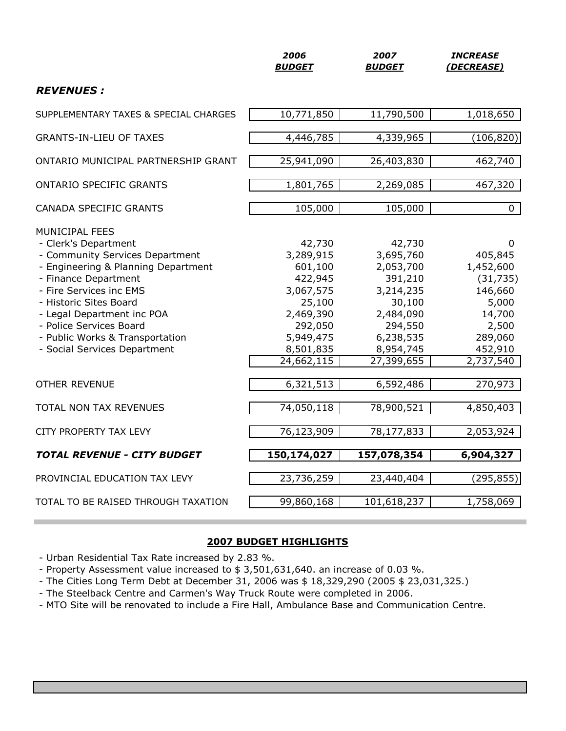| | 2006 BUDGET | 2007 BUDGET | INCREASE (DECREASE) |
|---|---|---|---|
| ***REVENUES :*** | | | |
| SUPPLEMENTARY TAXES & SPECIAL CHARGES | 10,771,850 | 11,790,500 | 1,018,650 |
| GRANTS-IN-LIEU OF TAXES | 4,446,785 | 4,339,965 | (106,820) |
| ONTARIO MUNICIPAL PARTNERSHIP GRANT | 25,941,090 | 26,403,830 | 462,740 |
| ONTARIO SPECIFIC GRANTS | 1,801,765 | 2,269,085 | 467,320 |
| CANADA SPECIFIC GRANTS | 105,000 | 105,000 | 0 |
| MUNICIPAL FEES | | | |
| - Clerk's Department | 42,730 | 42,730 | 0 |
| - Community Services Department | 3,289,915 | 3,695,760 | 405,845 |
| - Engineering & Planning Department | 601,100 | 2,053,700 | 1,452,600 |
| - Finance Department | 422,945 | 391,210 | (31,735) |
| - Fire Services inc EMS | 3,067,575 | 3,214,235 | 146,660 |
| - Historic Sites Board | 25,100 | 30,100 | 5,000 |
| - Legal Department inc POA | 2,469,390 | 2,484,090 | 14,700 |
| - Police Services Board | 292,050 | 294,550 | 2,500 |
| - Public Works & Transportation | 5,949,475 | 6,238,535 | 289,060 |
| - Social Services Department | 8,501,835 | 8,954,745 | 452,910 |
| | 24,662,115 | 27,399,655 | 2,737,540 |
| OTHER REVENUE | 6,321,513 | 6,592,486 | 270,973 |
| TOTAL NON TAX REVENUES | 74,050,118 | 78,900,521 | 4,850,403 |
| CITY PROPERTY TAX LEVY | 76,123,909 | 78,177,833 | 2,053,924 |
| ***TOTAL REVENUE - CITY BUDGET*** | **150,174,027** | **157,078,354** | **6,904,327** |
| PROVINCIAL EDUCATION TAX LEVY | 23,736,259 | 23,440,404 | (295,855) |
| TOTAL TO BE RAISED THROUGH TAXATION | 99,860,168 | 101,618,237 | 1,758,069 |

## 2007 BUDGET HIGHLIGHTS

- Urban Residential Tax Rate increased by 2.83 %.
- Property Assessment value increased to $ 3,501,631,640. an increase of 0.03 %.
- The Cities Long Term Debt at December 31, 2006 was $ 18,329,290 (2005 $ 23,031,325.)
- The Steelback Centre and Carmen's Way Truck Route were completed in 2006.
- MTO Site will be renovated to include a Fire Hall, Ambulance Base and Communication Centre.